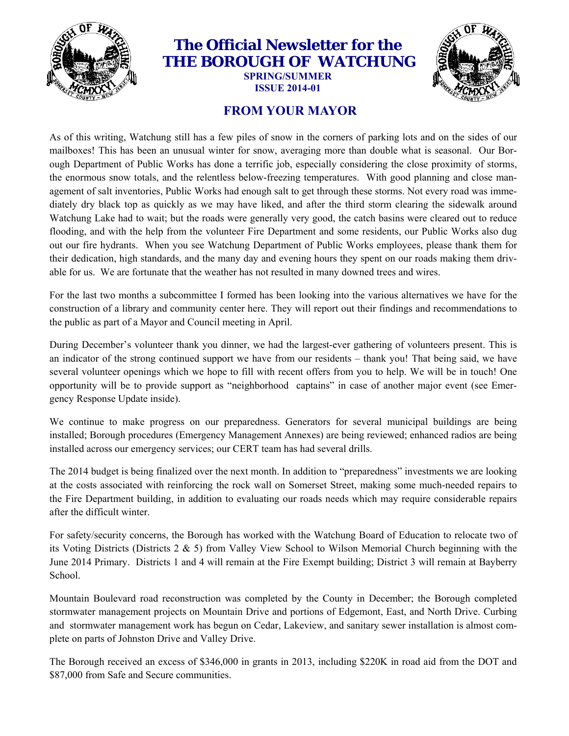# The Official Newsletter for the THE BOROUGH OF WATCHUNG

**SPRING/SUMMER**
**ISSUE 2014-01**

## FROM YOUR MAYOR

As of this writing, Watchung still has a few piles of snow in the corners of parking lots and on the sides of our mailboxes! This has been an unusual winter for snow, averaging more than double what is seasonal. Our Borough Department of Public Works has done a terrific job, especially considering the close proximity of storms, the enormous snow totals, and the relentless below-freezing temperatures. With good planning and close management of salt inventories, Public Works had enough salt to get through these storms. Not every road was immediately dry black top as quickly as we may have liked, and after the third storm clearing the sidewalk around Watchung Lake had to wait; but the roads were generally very good, the catch basins were cleared out to reduce flooding, and with the help from the volunteer Fire Department and some residents, our Public Works also dug out our fire hydrants. When you see Watchung Department of Public Works employees, please thank them for their dedication, high standards, and the many day and evening hours they spent on our roads making them drivable for us. We are fortunate that the weather has not resulted in many downed trees and wires.

For the last two months a subcommittee I formed has been looking into the various alternatives we have for the construction of a library and community center here. They will report out their findings and recommendations to the public as part of a Mayor and Council meeting in April.

During December's volunteer thank you dinner, we had the largest-ever gathering of volunteers present. This is an indicator of the strong continued support we have from our residents – thank you! That being said, we have several volunteer openings which we hope to fill with recent offers from you to help. We will be in touch! One opportunity will be to provide support as "neighborhood captains" in case of another major event (see Emergency Response Update inside).

We continue to make progress on our preparedness. Generators for several municipal buildings are being installed; Borough procedures (Emergency Management Annexes) are being reviewed; enhanced radios are being installed across our emergency services; our CERT team has had several drills.

The 2014 budget is being finalized over the next month. In addition to "preparedness" investments we are looking at the costs associated with reinforcing the rock wall on Somerset Street, making some much-needed repairs to the Fire Department building, in addition to evaluating our roads needs which may require considerable repairs after the difficult winter.

For safety/security concerns, the Borough has worked with the Watchung Board of Education to relocate two of its Voting Districts (Districts 2 & 5) from Valley View School to Wilson Memorial Church beginning with the June 2014 Primary. Districts 1 and 4 will remain at the Fire Exempt building; District 3 will remain at Bayberry School.

Mountain Boulevard road reconstruction was completed by the County in December; the Borough completed stormwater management projects on Mountain Drive and portions of Edgemont, East, and North Drive. Curbing and stormwater management work has begun on Cedar, Lakeview, and sanitary sewer installation is almost complete on parts of Johnston Drive and Valley Drive.

The Borough received an excess of $346,000 in grants in 2013, including $220K in road aid from the DOT and $87,000 from Safe and Secure communities.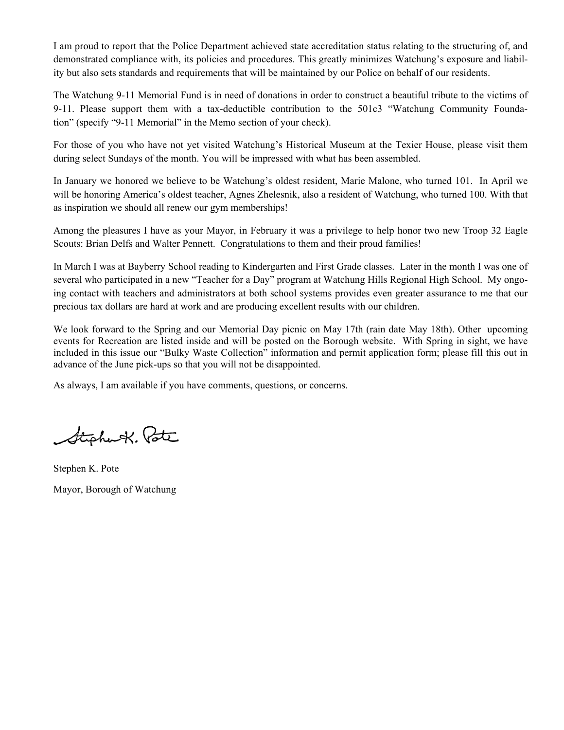I am proud to report that the Police Department achieved state accreditation status relating to the structuring of, and demonstrated compliance with, its policies and procedures. This greatly minimizes Watchung's exposure and liability but also sets standards and requirements that will be maintained by our Police on behalf of our residents.

The Watchung 9-11 Memorial Fund is in need of donations in order to construct a beautiful tribute to the victims of 9-11. Please support them with a tax-deductible contribution to the 501c3 "Watchung Community Foundation" (specify "9-11 Memorial" in the Memo section of your check).

For those of you who have not yet visited Watchung's Historical Museum at the Texier House, please visit them during select Sundays of the month. You will be impressed with what has been assembled.

In January we honored we believe to be Watchung's oldest resident, Marie Malone, who turned 101. In April we will be honoring America's oldest teacher, Agnes Zhelesnik, also a resident of Watchung, who turned 100. With that as inspiration we should all renew our gym memberships!

Among the pleasures I have as your Mayor, in February it was a privilege to help honor two new Troop 32 Eagle Scouts: Brian Delfs and Walter Pennett. Congratulations to them and their proud families!

In March I was at Bayberry School reading to Kindergarten and First Grade classes. Later in the month I was one of several who participated in a new "Teacher for a Day" program at Watchung Hills Regional High School. My ongoing contact with teachers and administrators at both school systems provides even greater assurance to me that our precious tax dollars are hard at work and are producing excellent results with our children.

We look forward to the Spring and our Memorial Day picnic on May 17th (rain date May 18th). Other upcoming events for Recreation are listed inside and will be posted on the Borough website. With Spring in sight, we have included in this issue our "Bulky Waste Collection" information and permit application form; please fill this out in advance of the June pick-ups so that you will not be disappointed.

As always, I am available if you have comments, questions, or concerns.

Stephen K. Pote

Stephen K. Pote

Mayor, Borough of Watchung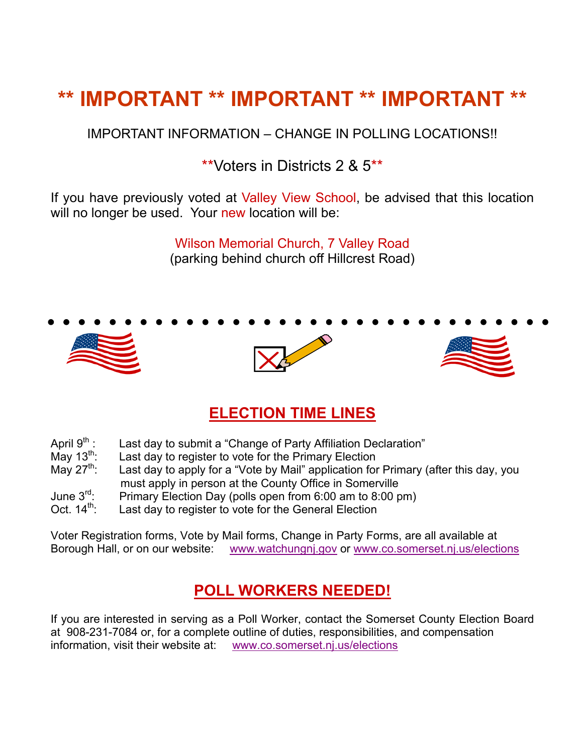# \*\* IMPORTANT \*\* IMPORTANT \*\* IMPORTANT \*\*

IMPORTANT INFORMATION – CHANGE IN POLLING LOCATIONS!!

\*\*Voters in Districts 2 & 5\*\*

If you have previously voted at Valley View School, be advised that this location will no longer be used. Your new location will be:

Wilson Memorial Church, 7 Valley Road
(parking behind church off Hillcrest Road)

## ELECTION TIME LINES

- April 9th: Last day to submit a "Change of Party Affiliation Declaration"
- May 13th: Last day to register to vote for the Primary Election
- May 27th: Last day to apply for a "Vote by Mail" application for Primary (after this day, you must apply in person at the County Office in Somerville
- June 3rd: Primary Election Day (polls open from 6:00 am to 8:00 pm)
- Oct. 14th: Last day to register to vote for the General Election

Voter Registration forms, Vote by Mail forms, Change in Party Forms, are all available at Borough Hall, or on our website: www.watchungnj.gov or www.co.somerset.nj.us/elections

## POLL WORKERS NEEDED!

If you are interested in serving as a Poll Worker, contact the Somerset County Election Board at 908-231-7084 or, for a complete outline of duties, responsibilities, and compensation information, visit their website at: www.co.somerset.nj.us/elections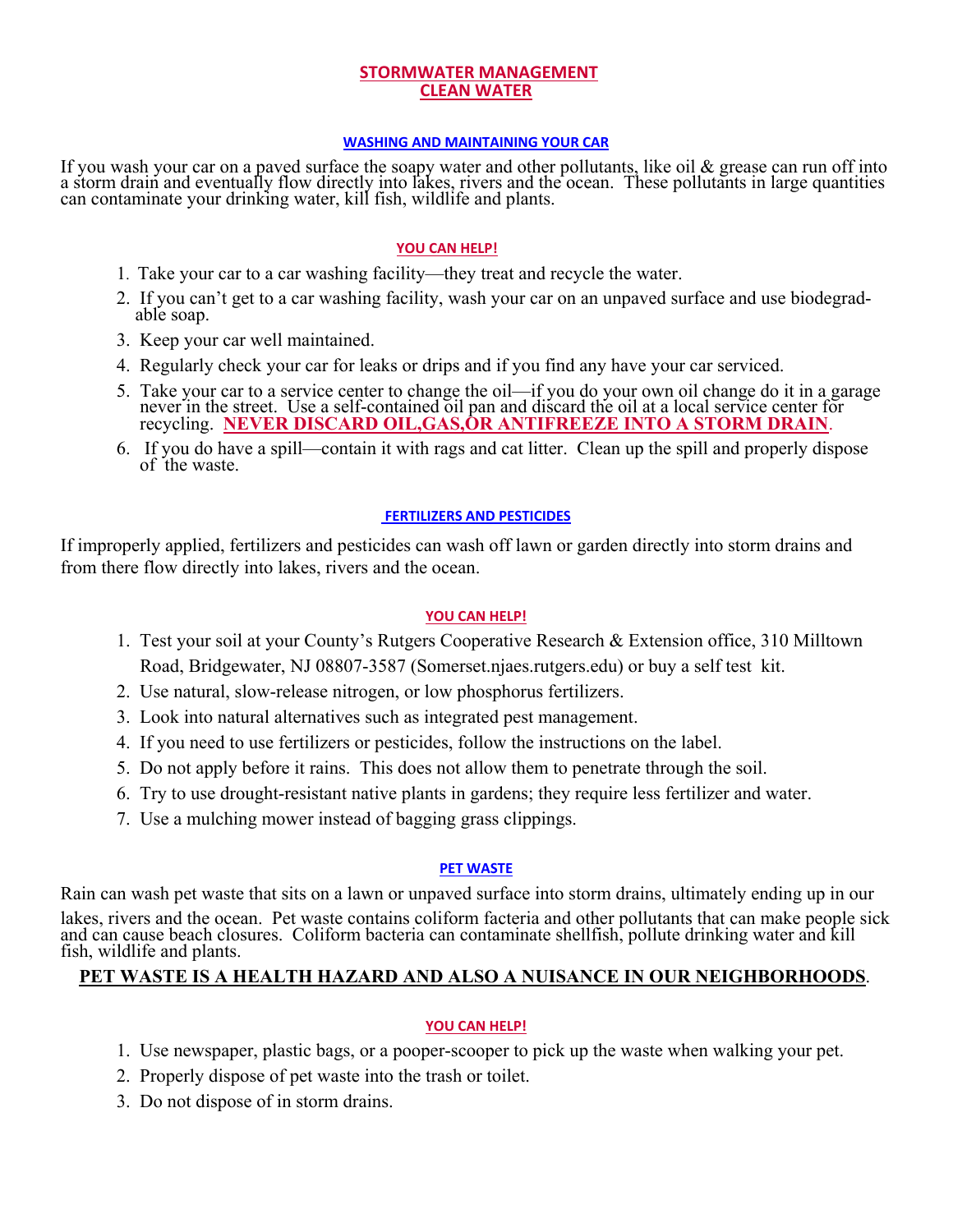# STORMWATER MANAGEMENT
# CLEAN WATER

### WASHING AND MAINTAINING YOUR CAR

If you wash your car on a paved surface the soapy water and other pollutants, like oil & grease can run off into a storm drain and eventually flow directly into lakes, rivers and the ocean. These pollutants in large quantities can contaminate your drinking water, kill fish, wildlife and plants.

#### YOU CAN HELP!

1. Take your car to a car washing facility—they treat and recycle the water.
2. If you can't get to a car washing facility, wash your car on an unpaved surface and use biodegradable soap.
3. Keep your car well maintained.
4. Regularly check your car for leaks or drips and if you find any have your car serviced.
5. Take your car to a service center to change the oil—if you do your own oil change do it in a garage never in the street. Use a self-contained oil pan and discard the oil at a local service center for recycling. **NEVER DISCARD OIL,GAS,OR ANTIFREEZE INTO A STORM DRAIN**.
6. If you do have a spill—contain it with rags and cat litter. Clean up the spill and properly dispose of the waste.

### FERTILIZERS AND PESTICIDES

If improperly applied, fertilizers and pesticides can wash off lawn or garden directly into storm drains and from there flow directly into lakes, rivers and the ocean.

#### YOU CAN HELP!

1. Test your soil at your County's Rutgers Cooperative Research & Extension office, 310 Milltown Road, Bridgewater, NJ 08807-3587 (Somerset.njaes.rutgers.edu) or buy a self test kit.
2. Use natural, slow-release nitrogen, or low phosphorus fertilizers.
3. Look into natural alternatives such as integrated pest management.
4. If you need to use fertilizers or pesticides, follow the instructions on the label.
5. Do not apply before it rains. This does not allow them to penetrate through the soil.
6. Try to use drought-resistant native plants in gardens; they require less fertilizer and water.
7. Use a mulching mower instead of bagging grass clippings.

### PET WASTE

Rain can wash pet waste that sits on a lawn or unpaved surface into storm drains, ultimately ending up in our lakes, rivers and the ocean. Pet waste contains coliform facteria and other pollutants that can make people sick and can cause beach closures. Coliform bacteria can contaminate shellfish, pollute drinking water and kill fish, wildlife and plants.

**PET WASTE IS A HEALTH HAZARD AND ALSO A NUISANCE IN OUR NEIGHBORHOODS**.

#### YOU CAN HELP!

1. Use newspaper, plastic bags, or a pooper-scooper to pick up the waste when walking your pet.
2. Properly dispose of pet waste into the trash or toilet.
3. Do not dispose of in storm drains.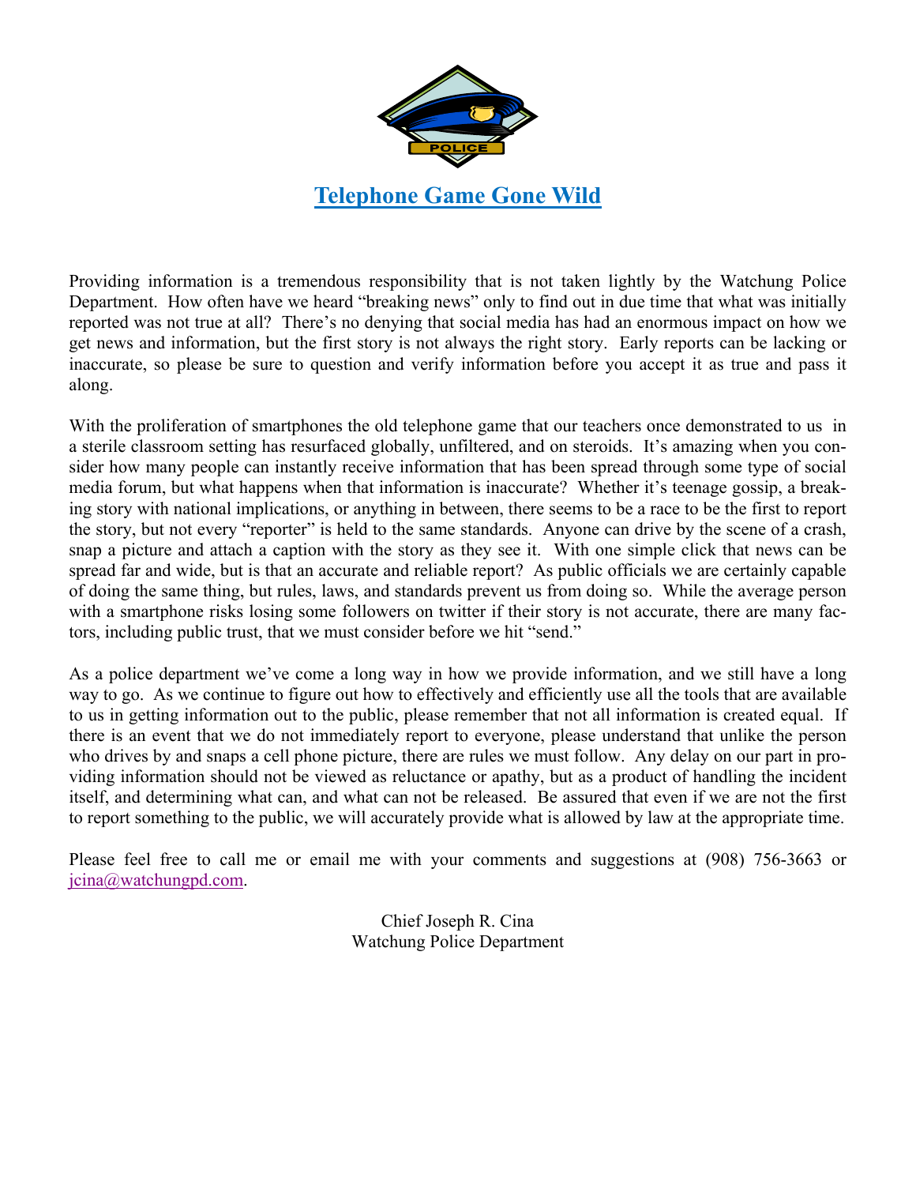## Telephone Game Gone Wild

Providing information is a tremendous responsibility that is not taken lightly by the Watchung Police Department. How often have we heard "breaking news" only to find out in due time that what was initially reported was not true at all? There's no denying that social media has had an enormous impact on how we get news and information, but the first story is not always the right story. Early reports can be lacking or inaccurate, so please be sure to question and verify information before you accept it as true and pass it along.

With the proliferation of smartphones the old telephone game that our teachers once demonstrated to us in a sterile classroom setting has resurfaced globally, unfiltered, and on steroids. It's amazing when you consider how many people can instantly receive information that has been spread through some type of social media forum, but what happens when that information is inaccurate? Whether it's teenage gossip, a breaking story with national implications, or anything in between, there seems to be a race to be the first to report the story, but not every "reporter" is held to the same standards. Anyone can drive by the scene of a crash, snap a picture and attach a caption with the story as they see it. With one simple click that news can be spread far and wide, but is that an accurate and reliable report? As public officials we are certainly capable of doing the same thing, but rules, laws, and standards prevent us from doing so. While the average person with a smartphone risks losing some followers on twitter if their story is not accurate, there are many factors, including public trust, that we must consider before we hit "send."

As a police department we've come a long way in how we provide information, and we still have a long way to go. As we continue to figure out how to effectively and efficiently use all the tools that are available to us in getting information out to the public, please remember that not all information is created equal. If there is an event that we do not immediately report to everyone, please understand that unlike the person who drives by and snaps a cell phone picture, there are rules we must follow. Any delay on our part in providing information should not be viewed as reluctance or apathy, but as a product of handling the incident itself, and determining what can, and what can not be released. Be assured that even if we are not the first to report something to the public, we will accurately provide what is allowed by law at the appropriate time.

Please feel free to call me or email me with your comments and suggestions at (908) 756-3663 or jcina@watchungpd.com.

Chief Joseph R. Cina
Watchung Police Department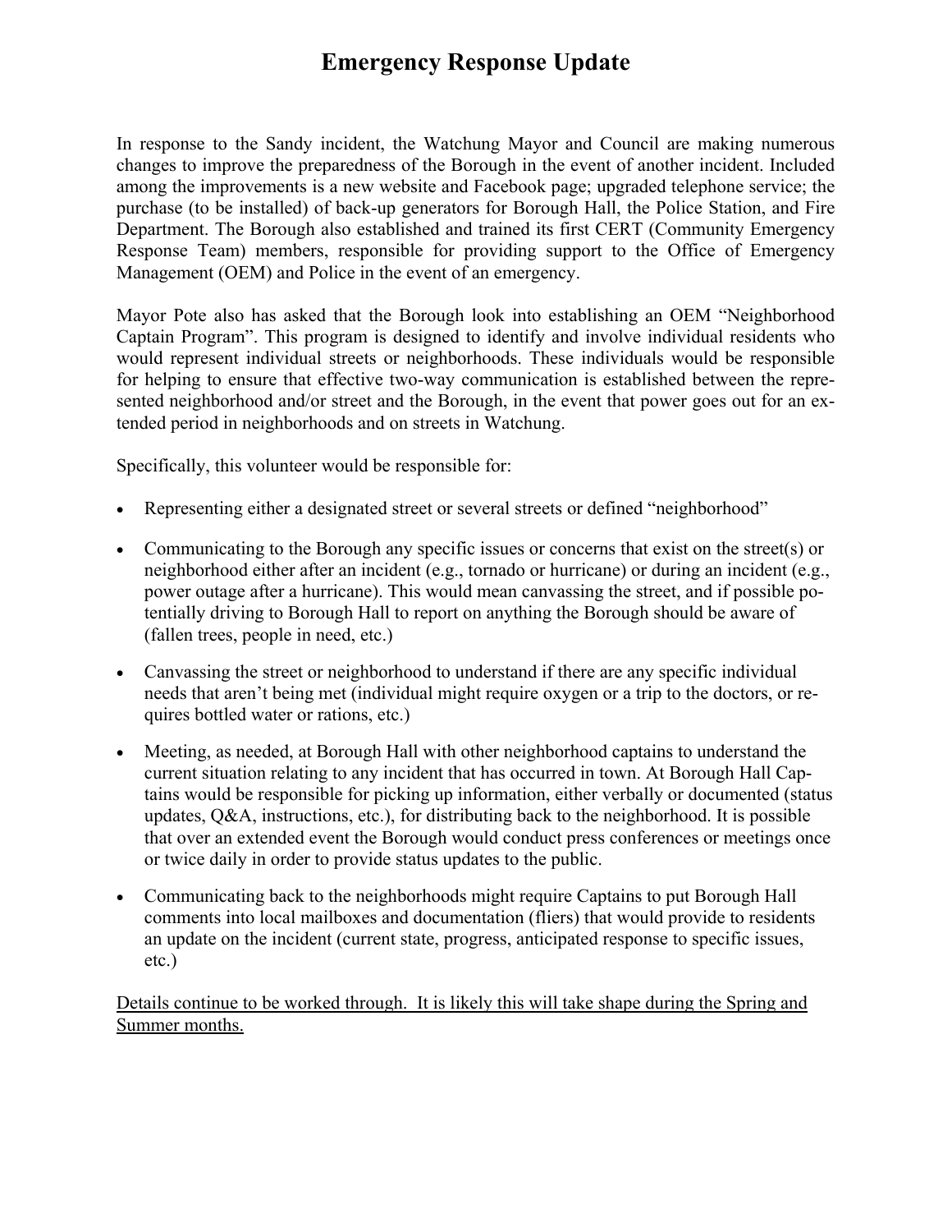# Emergency Response Update

In response to the Sandy incident, the Watchung Mayor and Council are making numerous changes to improve the preparedness of the Borough in the event of another incident. Included among the improvements is a new website and Facebook page; upgraded telephone service; the purchase (to be installed) of back-up generators for Borough Hall, the Police Station, and Fire Department. The Borough also established and trained its first CERT (Community Emergency Response Team) members, responsible for providing support to the Office of Emergency Management (OEM) and Police in the event of an emergency.

Mayor Pote also has asked that the Borough look into establishing an OEM "Neighborhood Captain Program". This program is designed to identify and involve individual residents who would represent individual streets or neighborhoods. These individuals would be responsible for helping to ensure that effective two-way communication is established between the represented neighborhood and/or street and the Borough, in the event that power goes out for an extended period in neighborhoods and on streets in Watchung.

Specifically, this volunteer would be responsible for:

- Representing either a designated street or several streets or defined "neighborhood"
- Communicating to the Borough any specific issues or concerns that exist on the street(s) or neighborhood either after an incident (e.g., tornado or hurricane) or during an incident (e.g., power outage after a hurricane). This would mean canvassing the street, and if possible potentially driving to Borough Hall to report on anything the Borough should be aware of (fallen trees, people in need, etc.)
- Canvassing the street or neighborhood to understand if there are any specific individual needs that aren't being met (individual might require oxygen or a trip to the doctors, or requires bottled water or rations, etc.)
- Meeting, as needed, at Borough Hall with other neighborhood captains to understand the current situation relating to any incident that has occurred in town. At Borough Hall Captains would be responsible for picking up information, either verbally or documented (status updates, Q&A, instructions, etc.), for distributing back to the neighborhood. It is possible that over an extended event the Borough would conduct press conferences or meetings once or twice daily in order to provide status updates to the public.
- Communicating back to the neighborhoods might require Captains to put Borough Hall comments into local mailboxes and documentation (fliers) that would provide to residents an update on the incident (current state, progress, anticipated response to specific issues, etc.)

<u>Details continue to be worked through. It is likely this will take shape during the Spring and Summer months.</u>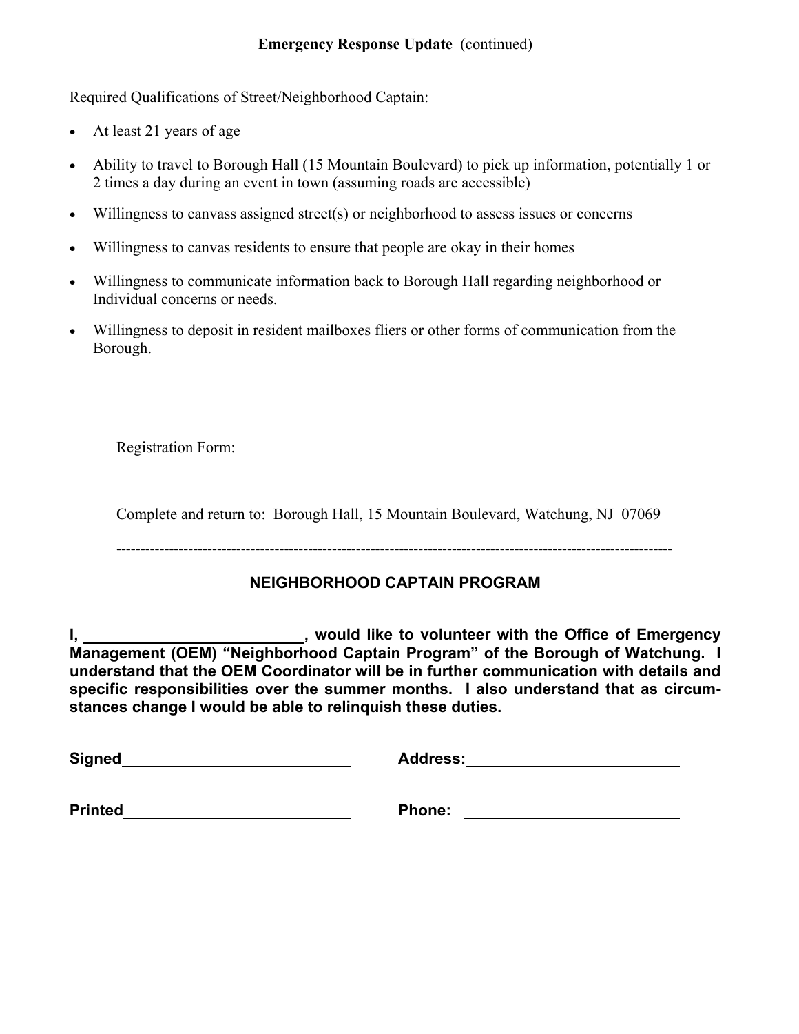**Emergency Response Update** (continued)

Required Qualifications of Street/Neighborhood Captain:

- At least 21 years of age
- Ability to travel to Borough Hall (15 Mountain Boulevard) to pick up information, potentially 1 or 2 times a day during an event in town (assuming roads are accessible)
- Willingness to canvass assigned street(s) or neighborhood to assess issues or concerns
- Willingness to canvas residents to ensure that people are okay in their homes
- Willingness to communicate information back to Borough Hall regarding neighborhood or Individual concerns or needs.
- Willingness to deposit in resident mailboxes fliers or other forms of communication from the Borough.

Registration Form:

Complete and return to: Borough Hall, 15 Mountain Boulevard, Watchung, NJ 07069

---

## NEIGHBORHOOD CAPTAIN PROGRAM

**I, ________________________, would like to volunteer with the Office of Emergency Management (OEM) "Neighborhood Captain Program" of the Borough of Watchung. I understand that the OEM Coordinator will be in further communication with details and specific responsibilities over the summer months. I also understand that as circumstances change I would be able to relinquish these duties.**

**Signed**__________________________ **Address:**__________________________

**Printed**__________________________ **Phone:** __________________________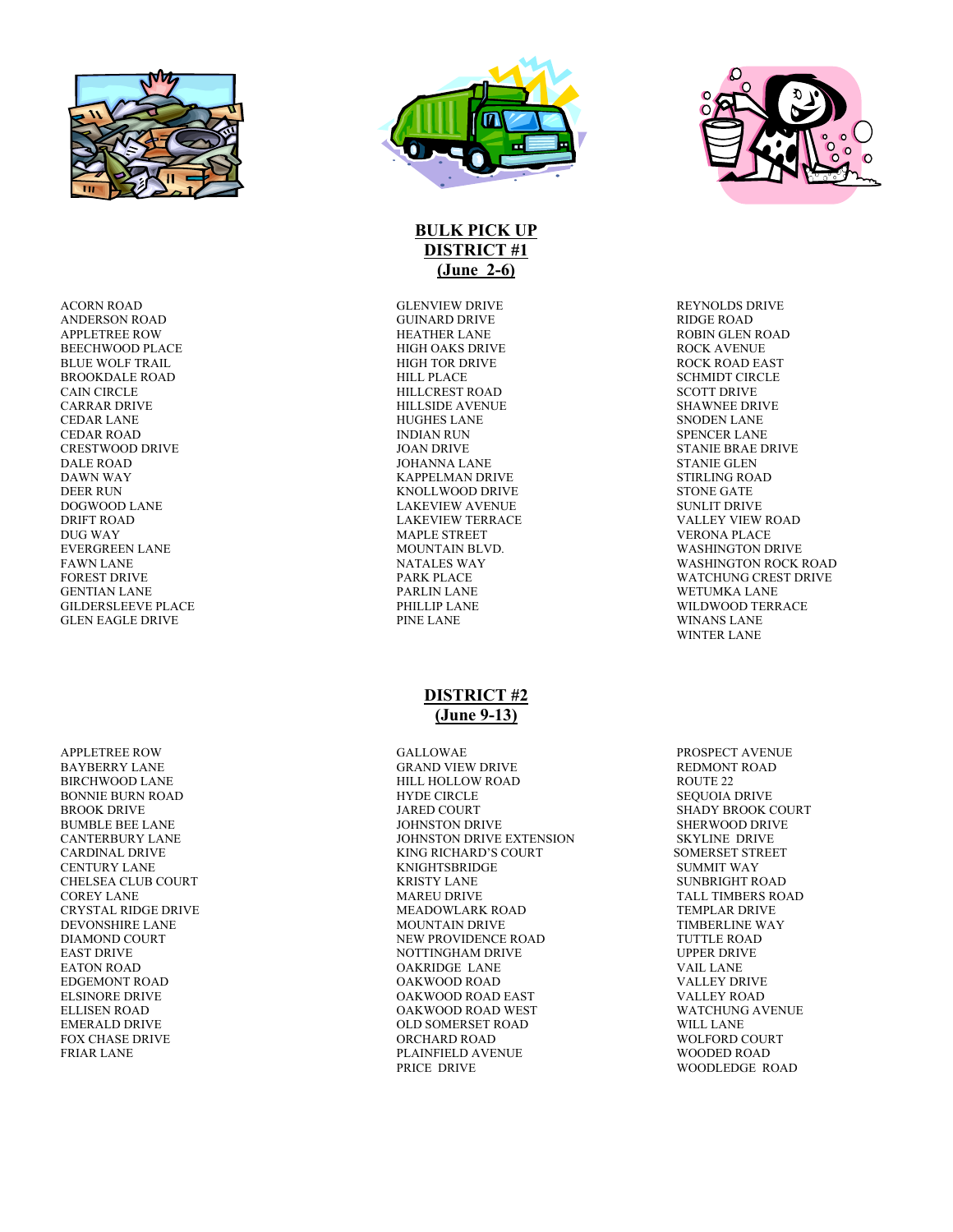## BULK PICK UP
## DISTRICT #1
## (June 2-6)

ACORN ROAD
ANDERSON ROAD
APPLETREE ROW
BEECHWOOD PLACE
BLUE WOLF TRAIL
BROOKDALE ROAD
CAIN CIRCLE
CARRAR DRIVE
CEDAR LANE
CEDAR ROAD
CRESTWOOD DRIVE
DALE ROAD
DAWN WAY
DEER RUN
DOGWOOD LANE
DRIFT ROAD
DUG WAY
EVERGREEN LANE
FAWN LANE
FOREST DRIVE
GENTIAN LANE
GILDERSLEEVE PLACE
GLEN EAGLE DRIVE
GLENVIEW DRIVE
GUINARD DRIVE
HEATHER LANE
HIGH OAKS DRIVE
HIGH TOR DRIVE
HILL PLACE
HILLCREST ROAD
HILLSIDE AVENUE
HUGHES LANE
INDIAN RUN
JOAN DRIVE
JOHANNA LANE
KAPPELMAN DRIVE
KNOLLWOOD DRIVE
LAKEVIEW AVENUE
LAKEVIEW TERRACE
MAPLE STREET
MOUNTAIN BLVD.
NATALES WAY
PARK PLACE
PARLIN LANE
PHILLIP LANE
PINE LANE
REYNOLDS DRIVE
RIDGE ROAD
ROBIN GLEN ROAD
ROCK AVENUE
ROCK ROAD EAST
SCHMIDT CIRCLE
SCOTT DRIVE
SHAWNEE DRIVE
SNODEN LANE
SPENCER LANE
STANIE BRAE DRIVE
STANIE GLEN
STIRLING ROAD
STONE GATE
SUNLIT DRIVE
VALLEY VIEW ROAD
VERONA PLACE
WASHINGTON DRIVE
WASHINGTON ROCK ROAD
WATCHUNG CREST DRIVE
WETUMKA LANE
WILDWOOD TERRACE
WINANS LANE
WINTER LANE

## DISTRICT #2
## (June 9-13)

APPLETREE ROW
BAYBERRY LANE
BIRCHWOOD LANE
BONNIE BURN ROAD
BROOK DRIVE
BUMBLE BEE LANE
CANTERBURY LANE
CARDINAL DRIVE
CENTURY LANE
CHELSEA CLUB COURT
COREY LANE
CRYSTAL RIDGE DRIVE
DEVONSHIRE LANE
DIAMOND COURT
EAST DRIVE
EATON ROAD
EDGEMONT ROAD
ELSINORE DRIVE
ELLISEN ROAD
EMERALD DRIVE
FOX CHASE DRIVE
FRIAR LANE
GALLOWAE
GRAND VIEW DRIVE
HILL HOLLOW ROAD
HYDE CIRCLE
JARED COURT
JOHNSTON DRIVE
JOHNSTON DRIVE EXTENSION
KING RICHARD'S COURT
KNIGHTSBRIDGE
KRISTY LANE
MAREU DRIVE
MEADOWLARK ROAD
MOUNTAIN DRIVE
NEW PROVIDENCE ROAD
NOTTINGHAM DRIVE
OAKRIDGE LANE
OAKWOOD ROAD
OAKWOOD ROAD EAST
OAKWOOD ROAD WEST
OLD SOMERSET ROAD
ORCHARD ROAD
PLAINFIELD AVENUE
PRICE DRIVE
PROSPECT AVENUE
REDMONT ROAD
ROUTE 22
SEQUOIA DRIVE
SHADY BROOK COURT
SHERWOOD DRIVE
SKYLINE DRIVE
SOMERSET STREET
SUMMIT WAY
SUNBRIGHT ROAD
TALL TIMBERS ROAD
TEMPLAR DRIVE
TIMBERLINE WAY
TUTTLE ROAD
UPPER DRIVE
VAIL LANE
VALLEY DRIVE
VALLEY ROAD
WATCHUNG AVENUE
WILL LANE
WOLFORD COURT
WOODED ROAD
WOODLEDGE ROAD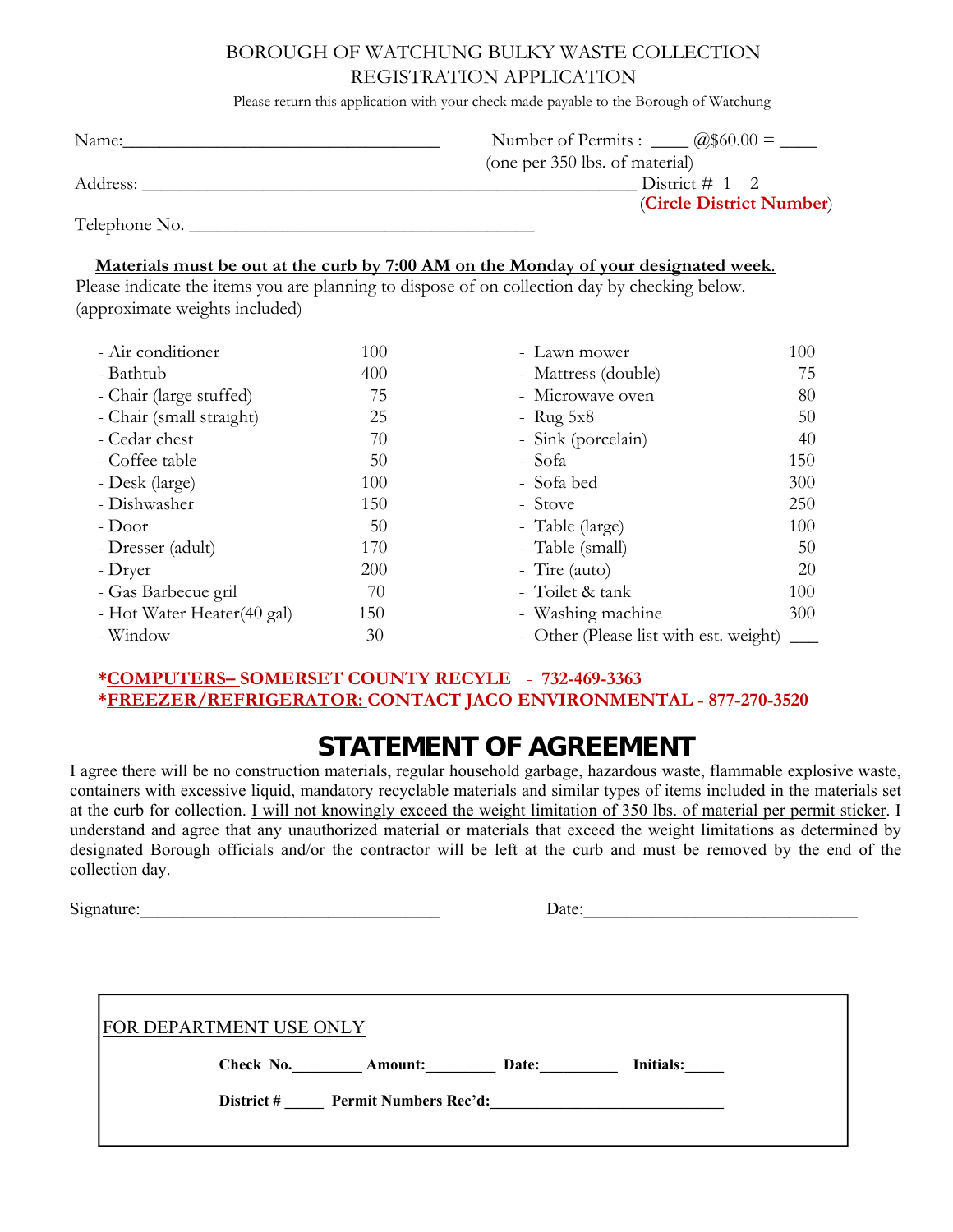# BOROUGH OF WATCHUNG BULKY WASTE COLLECTION REGISTRATION APPLICATION

Please return this application with your check made payable to the Borough of Watchung

Name:___________________________________ Number of Permits : ____ @$60.00 = ____
(one per 350 lbs. of material)

Address: _______________________________________________________ District # 1 2
(**Circle District Number**)

Telephone No. ______________________________________

**Materials must be out at the curb by 7:00 AM on the Monday of your designated week.**

Please indicate the items you are planning to dispose of on collection day by checking below.
(approximate weights included)

| Item | Weight | Item | Weight |
|---|---|---|---|
| - Air conditioner | 100 | - Lawn mower | 100 |
| - Bathtub | 400 | - Mattress (double) | 75 |
| - Chair (large stuffed) | 75 | - Microwave oven | 80 |
| - Chair (small straight) | 25 | - Rug 5x8 | 50 |
| - Cedar chest | 70 | - Sink (porcelain) | 40 |
| - Coffee table | 50 | - Sofa | 150 |
| - Desk (large) | 100 | - Sofa bed | 300 |
| - Dishwasher | 150 | - Stove | 250 |
| - Door | 50 | - Table (large) | 100 |
| - Dresser (adult) | 170 | - Table (small) | 50 |
| - Dryer | 200 | - Tire (auto) | 20 |
| - Gas Barbecue gril | 70 | - Toilet & tank | 100 |
| - Hot Water Heater(40 gal) | 150 | - Washing machine | 300 |
| - Window | 30 | - Other (Please list with est. weight) | ___ |

**\*COMPUTERS– SOMERSET COUNTY RECYLE - 732-469-3363**
**\*FREEZER/REFRIGERATOR: CONTACT JACO ENVIRONMENTAL - 877-270-3520**

## STATEMENT OF AGREEMENT

I agree there will be no construction materials, regular household garbage, hazardous waste, flammable explosive waste, containers with excessive liquid, mandatory recyclable materials and similar types of items included in the materials set at the curb for collection. I will not knowingly exceed the weight limitation of 350 lbs. of material per permit sticker. I understand and agree that any unauthorized material or materials that exceed the weight limitations as determined by designated Borough officials and/or the contractor will be left at the curb and must be removed by the end of the collection day.

Signature:__________________________________ Date:_______________________________

FOR DEPARTMENT USE ONLY

**Check No.**________ **Amount:**________ **Date:**_________ **Initials:**_____

**District #** _____ **Permit Numbers Rec'd:**____________________________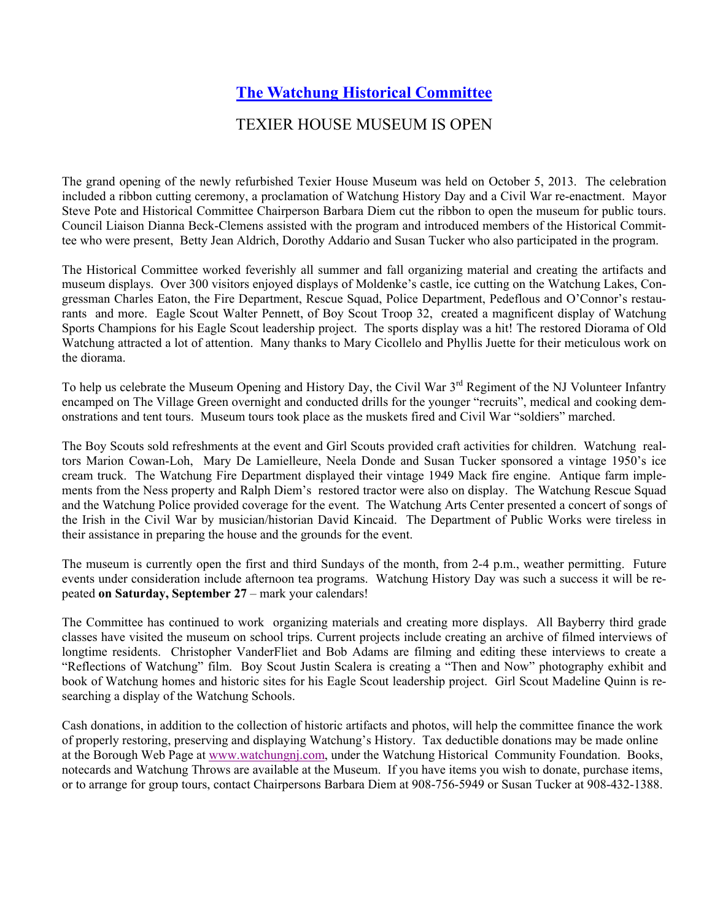## [The Watchung Historical Committee]

### TEXIER HOUSE MUSEUM IS OPEN

The grand opening of the newly refurbished Texier House Museum was held on October 5, 2013. The celebration included a ribbon cutting ceremony, a proclamation of Watchung History Day and a Civil War re-enactment. Mayor Steve Pote and Historical Committee Chairperson Barbara Diem cut the ribbon to open the museum for public tours. Council Liaison Dianna Beck-Clemens assisted with the program and introduced members of the Historical Committee who were present, Betty Jean Aldrich, Dorothy Addario and Susan Tucker who also participated in the program.

The Historical Committee worked feverishly all summer and fall organizing material and creating the artifacts and museum displays. Over 300 visitors enjoyed displays of Moldenke's castle, ice cutting on the Watchung Lakes, Congressman Charles Eaton, the Fire Department, Rescue Squad, Police Department, Pedeflous and O'Connor's restaurants and more. Eagle Scout Walter Pennett, of Boy Scout Troop 32, created a magnificent display of Watchung Sports Champions for his Eagle Scout leadership project. The sports display was a hit! The restored Diorama of Old Watchung attracted a lot of attention. Many thanks to Mary Cicollelo and Phyllis Juette for their meticulous work on the diorama.

To help us celebrate the Museum Opening and History Day, the Civil War 3rd Regiment of the NJ Volunteer Infantry encamped on The Village Green overnight and conducted drills for the younger "recruits", medical and cooking demonstrations and tent tours. Museum tours took place as the muskets fired and Civil War "soldiers" marched.

The Boy Scouts sold refreshments at the event and Girl Scouts provided craft activities for children. Watchung realtors Marion Cowan-Loh, Mary De Lamielleure, Neela Donde and Susan Tucker sponsored a vintage 1950's ice cream truck. The Watchung Fire Department displayed their vintage 1949 Mack fire engine. Antique farm implements from the Ness property and Ralph Diem's restored tractor were also on display. The Watchung Rescue Squad and the Watchung Police provided coverage for the event. The Watchung Arts Center presented a concert of songs of the Irish in the Civil War by musician/historian David Kincaid. The Department of Public Works were tireless in their assistance in preparing the house and the grounds for the event.

The museum is currently open the first and third Sundays of the month, from 2-4 p.m., weather permitting. Future events under consideration include afternoon tea programs. Watchung History Day was such a success it will be repeated **on Saturday, September 27** – mark your calendars!

The Committee has continued to work organizing materials and creating more displays. All Bayberry third grade classes have visited the museum on school trips. Current projects include creating an archive of filmed interviews of longtime residents. Christopher VanderFliet and Bob Adams are filming and editing these interviews to create a "Reflections of Watchung" film. Boy Scout Justin Scalera is creating a "Then and Now" photography exhibit and book of Watchung homes and historic sites for his Eagle Scout leadership project. Girl Scout Madeline Quinn is researching a display of the Watchung Schools.

Cash donations, in addition to the collection of historic artifacts and photos, will help the committee finance the work of properly restoring, preserving and displaying Watchung's History. Tax deductible donations may be made online at the Borough Web Page at www.watchungnj.com, under the Watchung Historical Community Foundation. Books, notecards and Watchung Throws are available at the Museum. If you have items you wish to donate, purchase items, or to arrange for group tours, contact Chairpersons Barbara Diem at 908-756-5949 or Susan Tucker at 908-432-1388.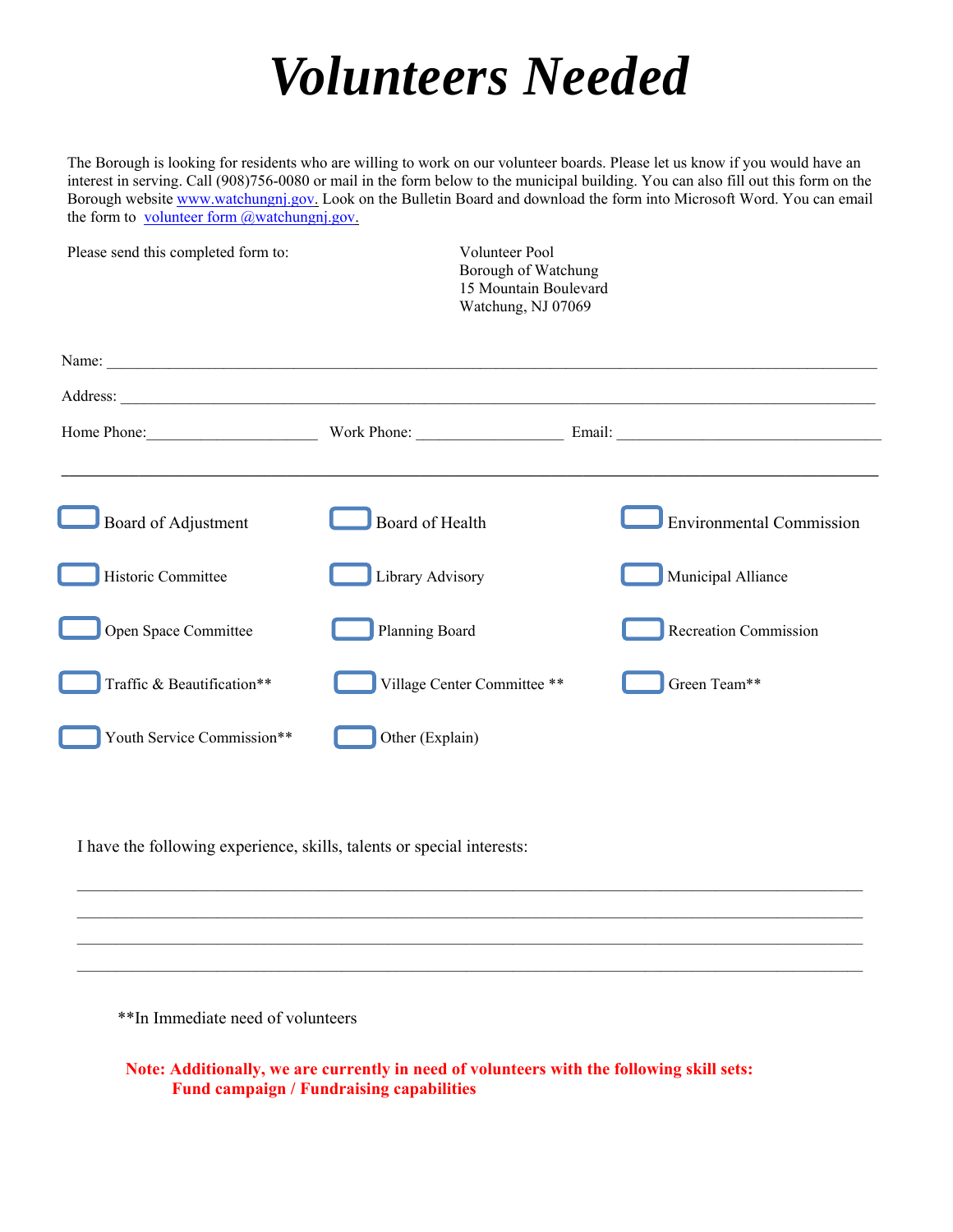# *Volunteers Needed*

The Borough is looking for residents who are willing to work on our volunteer boards. Please let us know if you would have an interest in serving. Call (908)756-0080 or mail in the form below to the municipal building. You can also fill out this form on the Borough website www.watchungnj.gov. Look on the Bulletin Board and download the form into Microsoft Word. You can email the form to volunteer form @watchungnj.gov.

Please send this completed form to:

Volunteer Pool
Borough of Watchung
15 Mountain Boulevard
Watchung, NJ 07069

Name: ____________________________________________________________________________

Address: __________________________________________________________________________

Home Phone:____________________ Work Phone: _________________ Email: _______________________________

---

- ☐ Board of Adjustment
- ☐ Board of Health
- ☐ Environmental Commission
- ☐ Historic Committee
- ☐ Library Advisory
- ☐ Municipal Alliance
- ☐ Open Space Committee
- ☐ Planning Board
- ☐ Recreation Commission
- ☐ Traffic & Beautification**
- ☐ Village Center Committee **
- ☐ Green Team**
- ☐ Youth Service Commission**
- ☐ Other (Explain)

I have the following experience, skills, talents or special interests:

______________________________________________________________________________

______________________________________________________________________________

______________________________________________________________________________

______________________________________________________________________________

**In Immediate need of volunteers

**Note: Additionally, we are currently in need of volunteers with the following skill sets:**
**Fund campaign / Fundraising capabilities**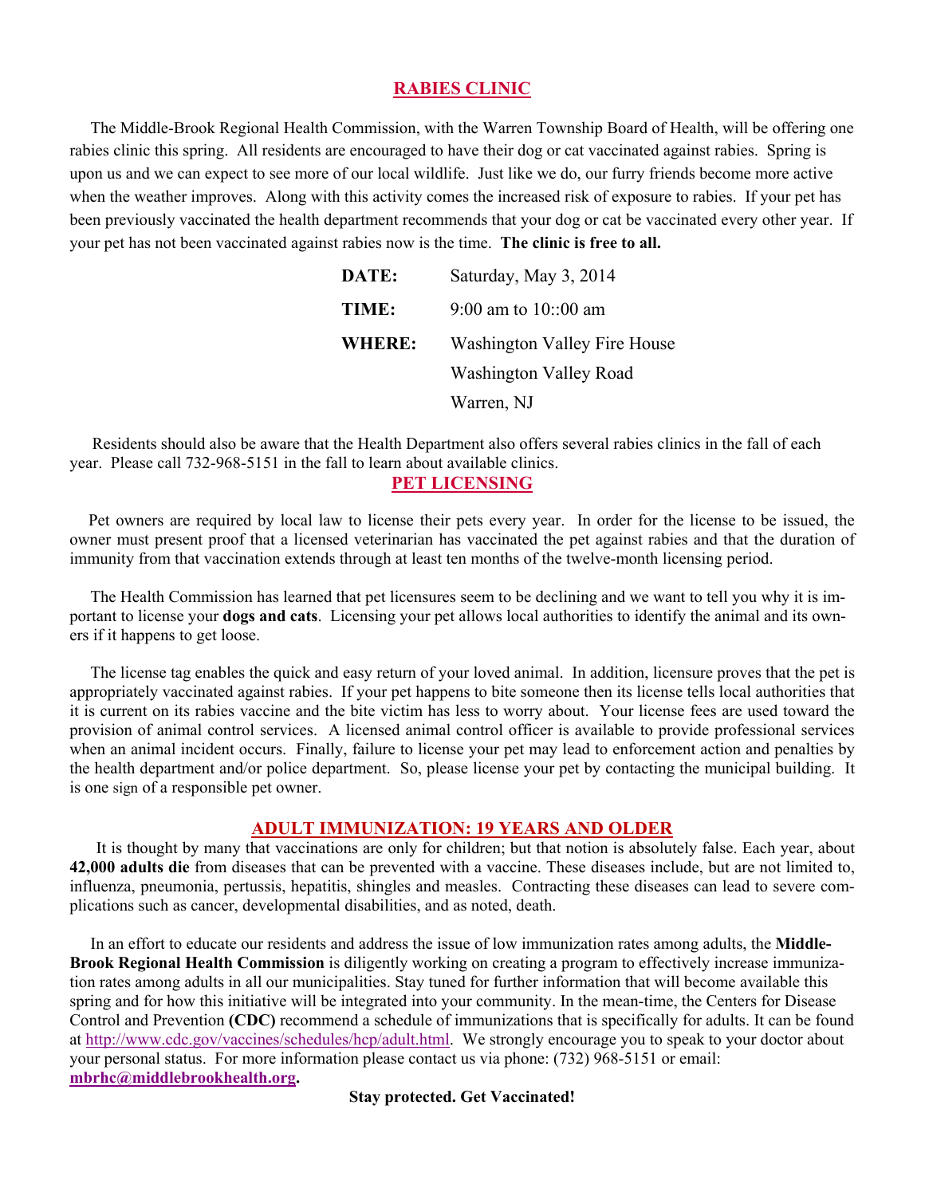## RABIES CLINIC

The Middle-Brook Regional Health Commission, with the Warren Township Board of Health, will be offering one rabies clinic this spring. All residents are encouraged to have their dog or cat vaccinated against rabies. Spring is upon us and we can expect to see more of our local wildlife. Just like we do, our furry friends become more active when the weather improves. Along with this activity comes the increased risk of exposure to rabies. If your pet has been previously vaccinated the health department recommends that your dog or cat be vaccinated every other year. If your pet has not been vaccinated against rabies now is the time. **The clinic is free to all.**

**DATE:** Saturday, May 3, 2014

**TIME:** 9:00 am to 10::00 am

**WHERE:** Washington Valley Fire House
Washington Valley Road
Warren, NJ

Residents should also be aware that the Health Department also offers several rabies clinics in the fall of each year. Please call 732-968-5151 in the fall to learn about available clinics.

## PET LICENSING

Pet owners are required by local law to license their pets every year. In order for the license to be issued, the owner must present proof that a licensed veterinarian has vaccinated the pet against rabies and that the duration of immunity from that vaccination extends through at least ten months of the twelve-month licensing period.

The Health Commission has learned that pet licensures seem to be declining and we want to tell you why it is important to license your **dogs and cats**. Licensing your pet allows local authorities to identify the animal and its owners if it happens to get loose.

The license tag enables the quick and easy return of your loved animal. In addition, licensure proves that the pet is appropriately vaccinated against rabies. If your pet happens to bite someone then its license tells local authorities that it is current on its rabies vaccine and the bite victim has less to worry about. Your license fees are used toward the provision of animal control services. A licensed animal control officer is available to provide professional services when an animal incident occurs. Finally, failure to license your pet may lead to enforcement action and penalties by the health department and/or police department. So, please license your pet by contacting the municipal building. It is one sign of a responsible pet owner.

## ADULT IMMUNIZATION: 19 YEARS AND OLDER

It is thought by many that vaccinations are only for children; but that notion is absolutely false. Each year, about **42,000 adults die** from diseases that can be prevented with a vaccine. These diseases include, but are not limited to, influenza, pneumonia, pertussis, hepatitis, shingles and measles. Contracting these diseases can lead to severe complications such as cancer, developmental disabilities, and as noted, death.

In an effort to educate our residents and address the issue of low immunization rates among adults, the **Middle-Brook Regional Health Commission** is diligently working on creating a program to effectively increase immunization rates among adults in all our municipalities. Stay tuned for further information that will become available this spring and for how this initiative will be integrated into your community. In the mean-time, the Centers for Disease Control and Prevention **(CDC)** recommend a schedule of immunizations that is specifically for adults. It can be found at http://www.cdc.gov/vaccines/schedules/hcp/adult.html. We strongly encourage you to speak to your doctor about your personal status. For more information please contact us via phone: (732) 968-5151 or email: **mbrhc@middlebrookhealth.org**.

**Stay protected. Get Vaccinated!**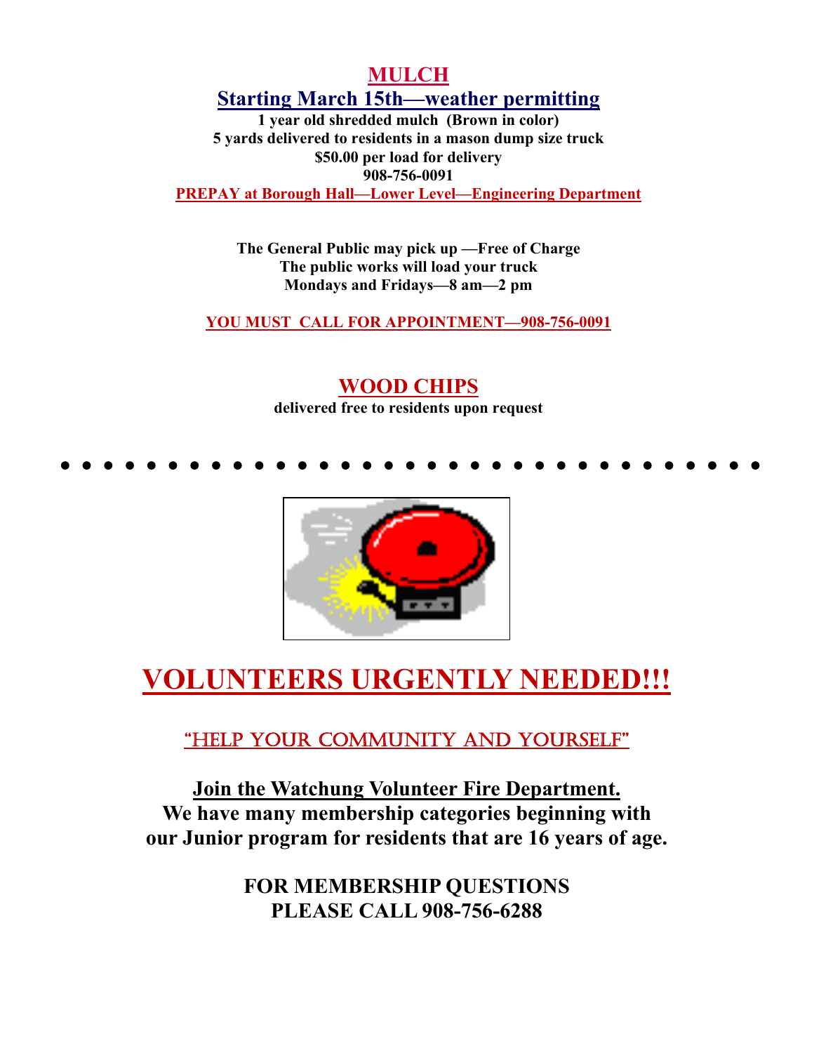## MULCH

### Starting March 15th—weather permitting

**1 year old shredded mulch (Brown in color)**
**5 yards delivered to residents in a mason dump size truck**
**$50.00 per load for delivery**
**908-756-0091**
**PREPAY at Borough Hall—Lower Level—Engineering Department**

**The General Public may pick up —Free of Charge**
**The public works will load your truck**
**Mondays and Fridays—8 am—2 pm**

**YOU MUST CALL FOR APPOINTMENT—908-756-0091**

## WOOD CHIPS

**delivered free to residents upon request**

---

# VOLUNTEERS URGENTLY NEEDED!!!

"HELP YOUR COMMUNITY AND YOURSELF"

**Join the Watchung Volunteer Fire Department.**
**We have many membership categories beginning with our Junior program for residents that are 16 years of age.**

**FOR MEMBERSHIP QUESTIONS PLEASE CALL 908-756-6288**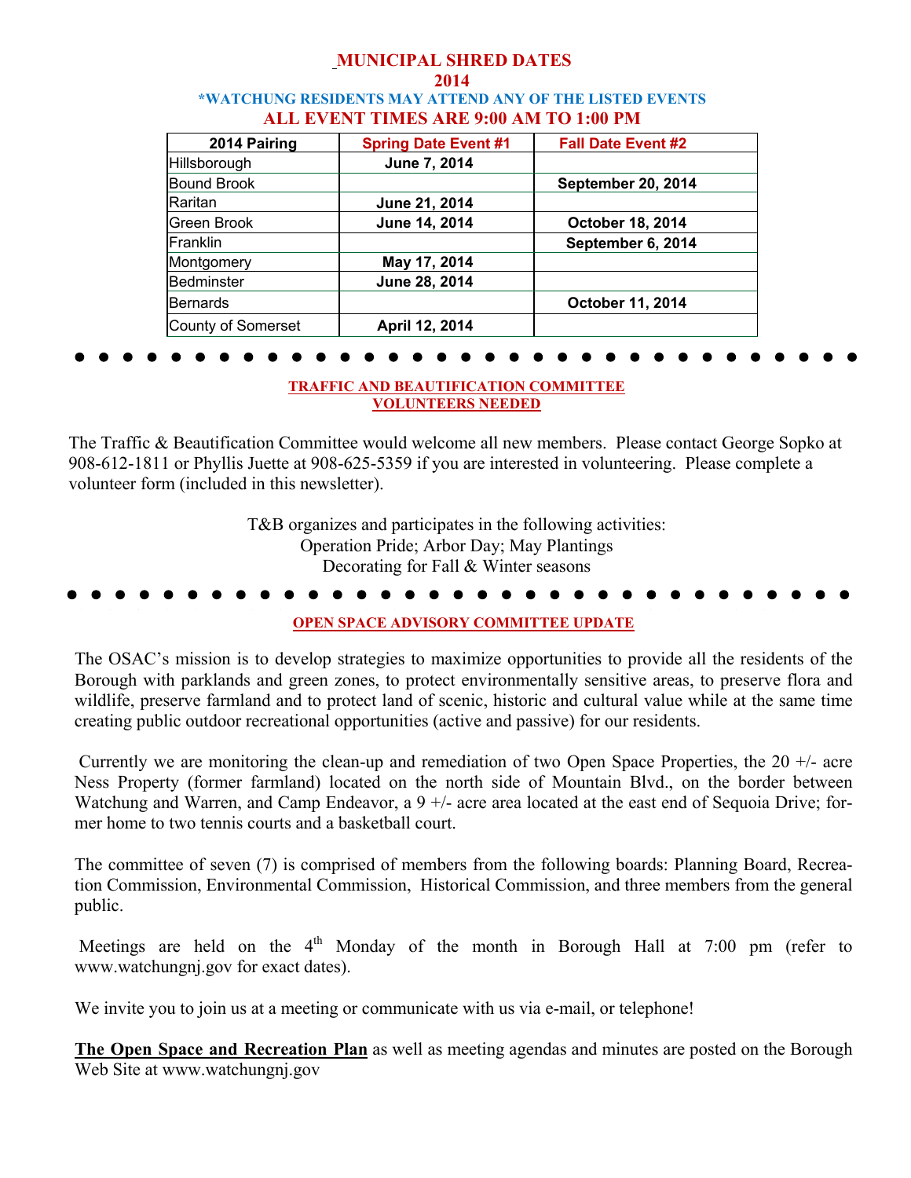# MUNICIPAL SHRED DATES
## 2014
### *WATCHUNG RESIDENTS MAY ATTEND ANY OF THE LISTED EVENTS
### ALL EVENT TIMES ARE 9:00 AM TO 1:00 PM

| 2014 Pairing | Spring Date Event #1 | Fall Date Event #2 |
|---|---|---|
| Hillsborough | **June 7, 2014** | |
| Bound Brook | | **September 20, 2014** |
| Raritan | **June 21, 2014** | |
| Green Brook | **June 14, 2014** | **October 18, 2014** |
| Franklin | | **September 6, 2014** |
| Montgomery | **May 17, 2014** | |
| Bedminster | **June 28, 2014** | |
| Bernards | | **October 11, 2014** |
| County of Somerset | **April 12, 2014** | |

## TRAFFIC AND BEAUTIFICATION COMMITTEE VOLUNTEERS NEEDED

The Traffic & Beautification Committee would welcome all new members. Please contact George Sopko at 908-612-1811 or Phyllis Juette at 908-625-5359 if you are interested in volunteering. Please complete a volunteer form (included in this newsletter).

T&B organizes and participates in the following activities:
Operation Pride; Arbor Day; May Plantings
Decorating for Fall & Winter seasons

## OPEN SPACE ADVISORY COMMITTEE UPDATE

The OSAC's mission is to develop strategies to maximize opportunities to provide all the residents of the Borough with parklands and green zones, to protect environmentally sensitive areas, to preserve flora and wildlife, preserve farmland and to protect land of scenic, historic and cultural value while at the same time creating public outdoor recreational opportunities (active and passive) for our residents.

Currently we are monitoring the clean-up and remediation of two Open Space Properties, the 20 +/- acre Ness Property (former farmland) located on the north side of Mountain Blvd., on the border between Watchung and Warren, and Camp Endeavor, a 9 +/- acre area located at the east end of Sequoia Drive; former home to two tennis courts and a basketball court.

The committee of seven (7) is comprised of members from the following boards: Planning Board, Recreation Commission, Environmental Commission, Historical Commission, and three members from the general public.

Meetings are held on the 4th Monday of the month in Borough Hall at 7:00 pm (refer to www.watchungnj.gov for exact dates).

We invite you to join us at a meeting or communicate with us via e-mail, or telephone!

**The Open Space and Recreation Plan** as well as meeting agendas and minutes are posted on the Borough Web Site at www.watchungnj.gov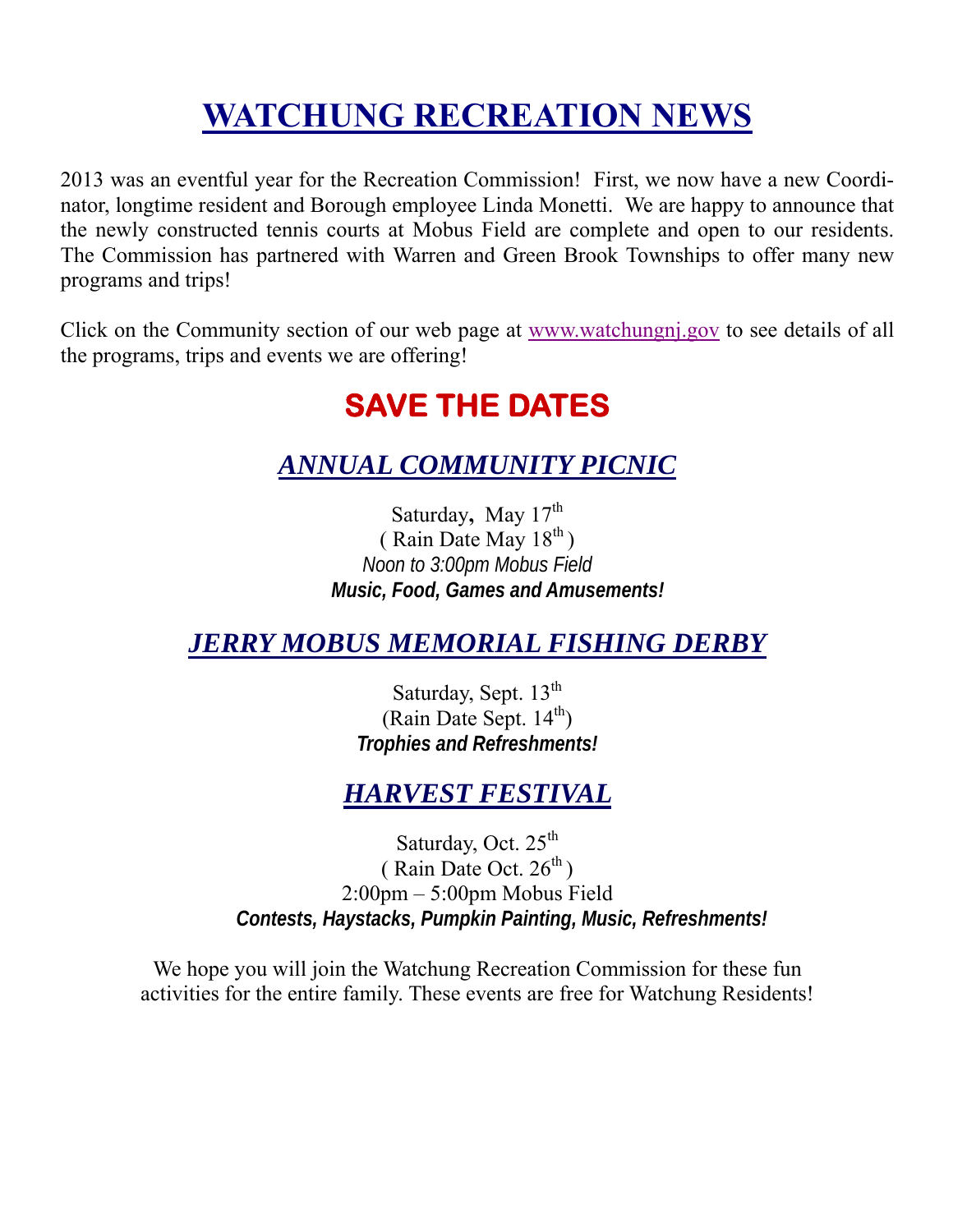# WATCHUNG RECREATION NEWS

2013 was an eventful year for the Recreation Commission! First, we now have a new Coordinator, longtime resident and Borough employee Linda Monetti. We are happy to announce that the newly constructed tennis courts at Mobus Field are complete and open to our residents. The Commission has partnered with Warren and Green Brook Townships to offer many new programs and trips!

Click on the Community section of our web page at www.watchungnj.gov to see details of all the programs, trips and events we are offering!

## SAVE THE DATES

### *ANNUAL COMMUNITY PICNIC*

Saturday, May 17th
( Rain Date May 18th )
*Noon to 3:00pm Mobus Field*
***Music, Food, Games and Amusements!***

### *JERRY MOBUS MEMORIAL FISHING DERBY*

Saturday, Sept. 13th
(Rain Date Sept. 14th)
***Trophies and Refreshments!***

### *HARVEST FESTIVAL*

Saturday, Oct. 25th
( Rain Date Oct. 26th )
2:00pm – 5:00pm Mobus Field
***Contests, Haystacks, Pumpkin Painting, Music, Refreshments!***

We hope you will join the Watchung Recreation Commission for these fun activities for the entire family. These events are free for Watchung Residents!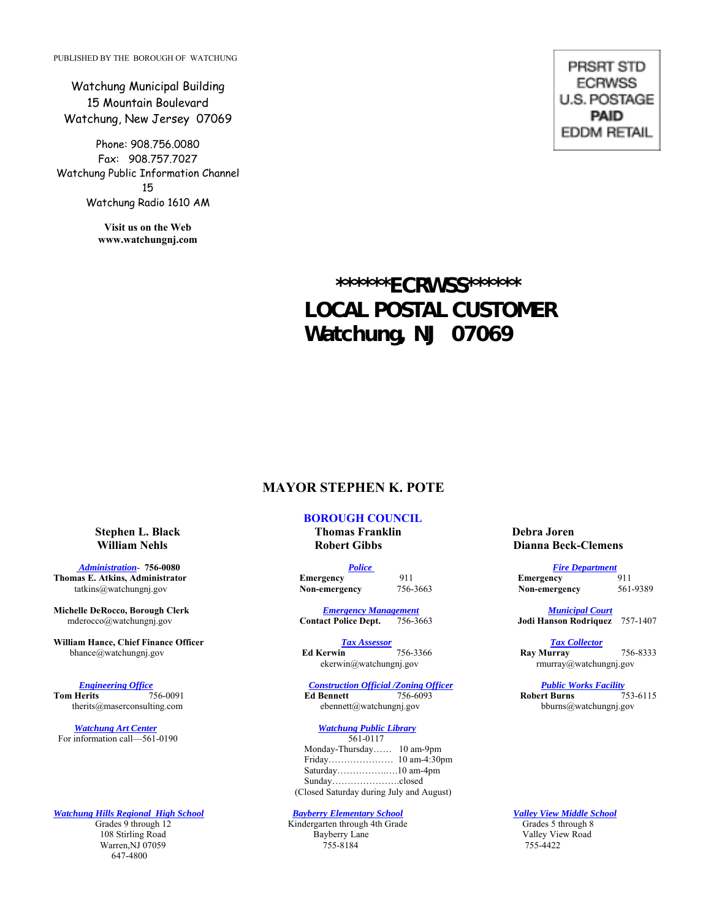PUBLISHED BY THE BOROUGH OF WATCHUNG

Watchung Municipal Building
15 Mountain Boulevard
Watchung, New Jersey 07069

Phone: 908.756.0080
Fax: 908.757.7027
Watchung Public Information Channel 15
Watchung Radio 1610 AM

**Visit us on the Web**
**www.watchungnj.com**

PRSRT STD
ECRWSS
U.S. POSTAGE
PAID
EDDM RETAIL

**\*\*\*\*\*\*ECRWSS\*\*\*\*\*\***
**LOCAL POSTAL CUSTOMER**
**Watchung, NJ 07069**

## MAYOR STEPHEN K. POTE

### BOROUGH COUNCIL

**Stephen L. Black**
**William Nehls**
**Thomas Franklin**
**Robert Gibbs**
**Debra Joren**
**Dianna Beck-Clemens**

***Administration*** - **756-0080**
**Thomas E. Atkins, Administrator**
tatkins@watchungnj.gov

**Michelle DeRocco, Borough Clerk**
mderocco@watchungnj.gov

**William Hance, Chief Finance Officer**
bhance@watchungnj.gov

***Police***
**Emergency** 911
**Non-emergency** 756-3663

***Fire Department***
**Emergency** 911
**Non-emergency** 561-9389

***Emergency Management***
**Contact Police Dept.** 756-3663

***Municipal Court***
**Jodi Hanson Rodriquez** 757-1407

***Tax Assessor***
**Ed Kerwin** 756-3366
ekerwin@watchungnj.gov

***Tax Collector***
**Ray Murray** 756-8333
rmurray@watchungnj.gov

***Engineering Office***
**Tom Herits** 756-0091
therits@maserconsulting.com

***Construction Official /Zoning Officer***
**Ed Bennett** 756-6093
ebennett@watchungnj.gov

***Public Works Facility***
**Robert Burns** 753-6115
bburns@watchungnj.gov

***Watchung Art Center***
For information call—561-0190

***Watchung Public Library***
561-0117
Monday-Thursday…… 10 am-9pm
Friday………………… 10 am-4:30pm
Saturday………………10 am-4pm
Sunday…………………closed
(Closed Saturday during July and August)

***Watchung Hills Regional High School***
Grades 9 through 12
108 Stirling Road
Warren,NJ 07059
647-4800

***Bayberry Elementary School***
Kindergarten through 4th Grade
Bayberry Lane
755-8184

***Valley View Middle School***
Grades 5 through 8
Valley View Road
755-4422